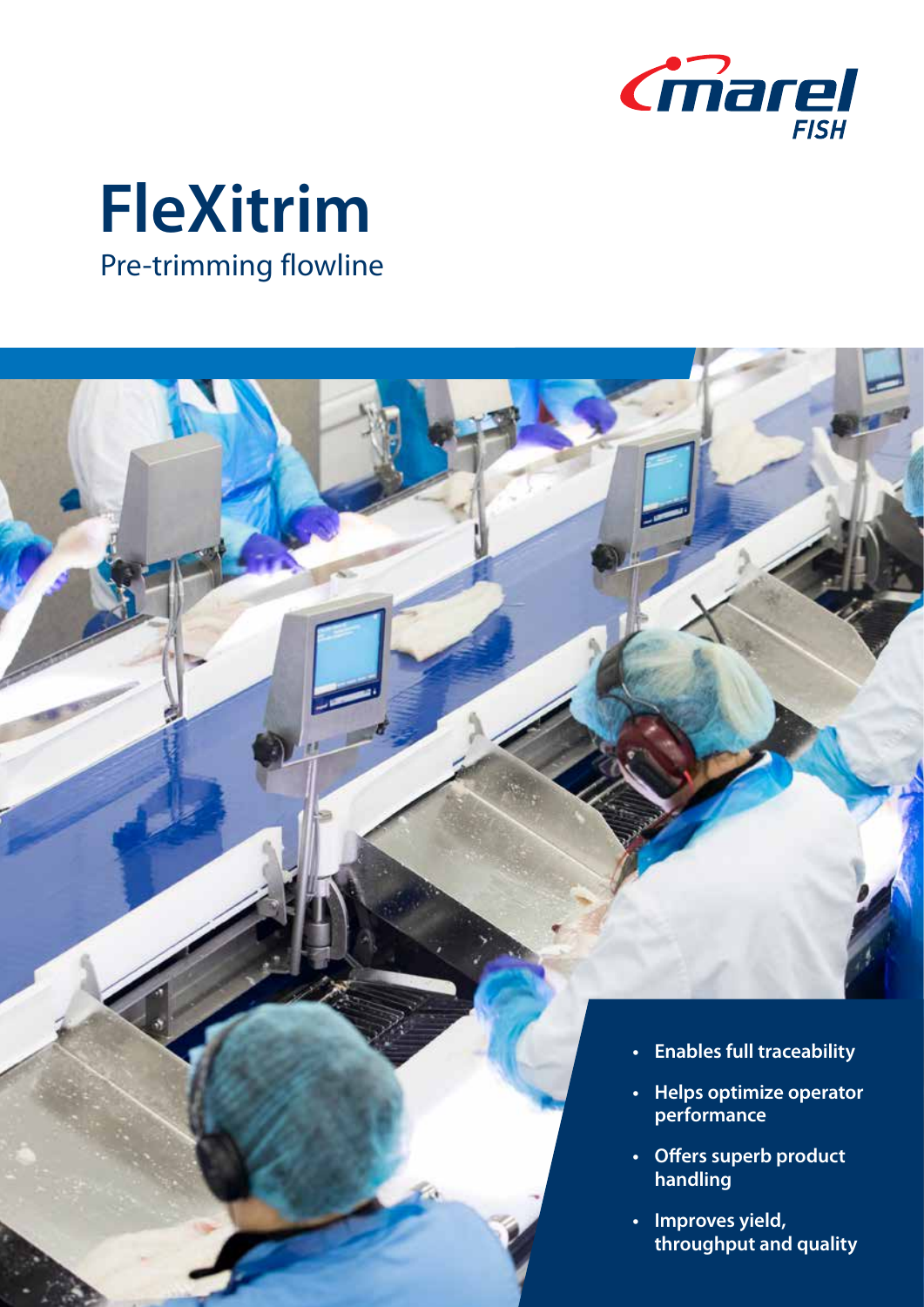marel FISH

# FleXitrim

## Pre-trimming flowline

- **Enables full traceability**
- **Helps optimize operator performance**
- **Offers superb product handling**
- **Improves yield, throughput and quality**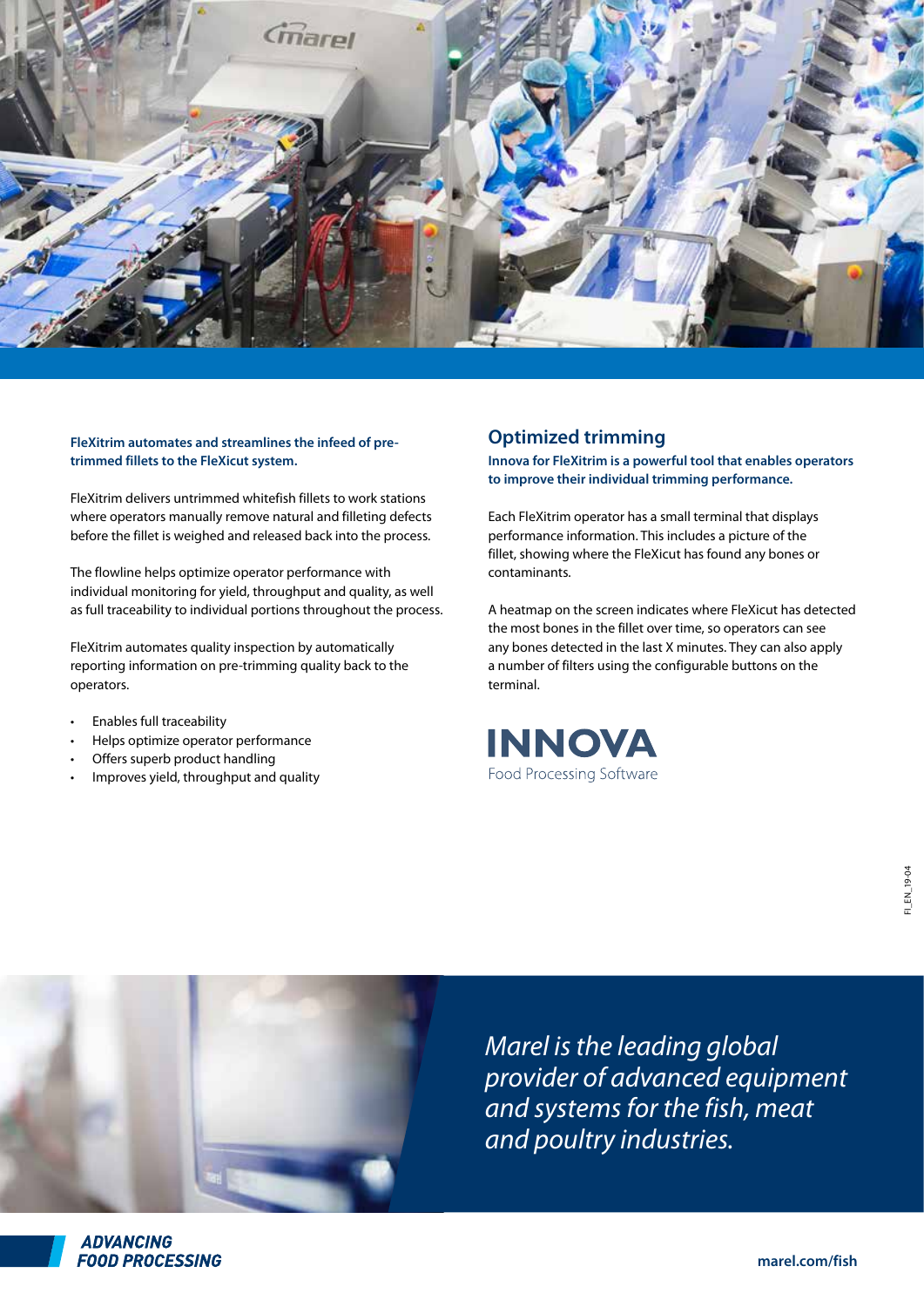**FleXitrim automates and streamlines the infeed of pre-trimmed fillets to the FleXicut system.**

FleXitrim delivers untrimmed whitefish fillets to work stations where operators manually remove natural and filleting defects before the fillet is weighed and released back into the process.

The flowline helps optimize operator performance with individual monitoring for yield, throughput and quality, as well as full traceability to individual portions throughout the process.

FleXitrim automates quality inspection by automatically reporting information on pre-trimming quality back to the operators.

- Enables full traceability
- Helps optimize operator performance
- Offers superb product handling
- Improves yield, throughput and quality

## Optimized trimming

**Innova for FleXitrim is a powerful tool that enables operators to improve their individual trimming performance.**

Each FleXitrim operator has a small terminal that displays performance information. This includes a picture of the fillet, showing where the FleXicut has found any bones or contaminants.

A heatmap on the screen indicates where FleXicut has detected the most bones in the fillet over time, so operators can see any bones detected in the last X minutes. They can also apply a number of filters using the configurable buttons on the terminal.

INNOVA
Food Processing Software

FI_EN_19-04

*Marel is the leading global provider of advanced equipment and systems for the fish, meat and poultry industries.*

ADVANCING FOOD PROCESSING

marel.com/fish